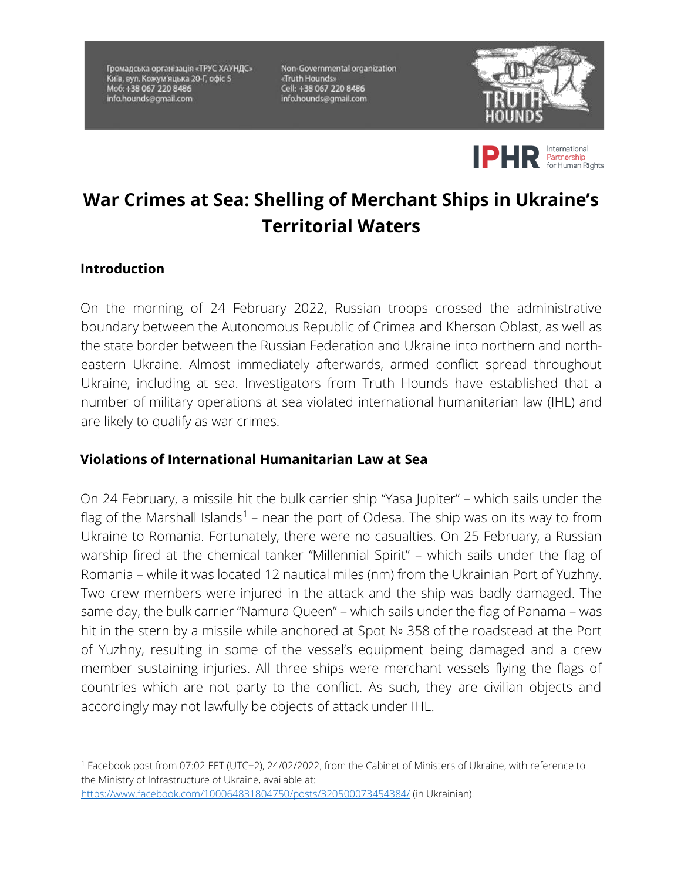Громадська організація «ТРУС ХАУНДС»
Київ, вул. Кожум'яцька 20-Г, офіс 5
Моб: +38 067 220 8486
info.hounds@gmail.com

Non-Governmental organization
«Truth Hounds»
Cell: +38 067 220 8486
info.hounds@gmail.com

# War Crimes at Sea: Shelling of Merchant Ships in Ukraine's Territorial Waters

## Introduction

On the morning of 24 February 2022, Russian troops crossed the administrative boundary between the Autonomous Republic of Crimea and Kherson Oblast, as well as the state border between the Russian Federation and Ukraine into northern and north-eastern Ukraine. Almost immediately afterwards, armed conflict spread throughout Ukraine, including at sea. Investigators from Truth Hounds have established that a number of military operations at sea violated international humanitarian law (IHL) and are likely to qualify as war crimes.

## Violations of International Humanitarian Law at Sea

On 24 February, a missile hit the bulk carrier ship "Yasa Jupiter" – which sails under the flag of the Marshall Islands[1] – near the port of Odesa. The ship was on its way to from Ukraine to Romania. Fortunately, there were no casualties. On 25 February, a Russian warship fired at the chemical tanker "Millennial Spirit" – which sails under the flag of Romania – while it was located 12 nautical miles (nm) from the Ukrainian Port of Yuzhny. Two crew members were injured in the attack and the ship was badly damaged. The same day, the bulk carrier "Namura Queen" – which sails under the flag of Panama – was hit in the stern by a missile while anchored at Spot № 358 of the roadstead at the Port of Yuzhny, resulting in some of the vessel's equipment being damaged and a crew member sustaining injuries. All three ships were merchant vessels flying the flags of countries which are not party to the conflict. As such, they are civilian objects and accordingly may not lawfully be objects of attack under IHL.

---

[1] Facebook post from 07:02 EET (UTC+2), 24/02/2022, from the Cabinet of Ministers of Ukraine, with reference to the Ministry of Infrastructure of Ukraine, available at: https://www.facebook.com/100064831804750/posts/320500073454384/ (in Ukrainian).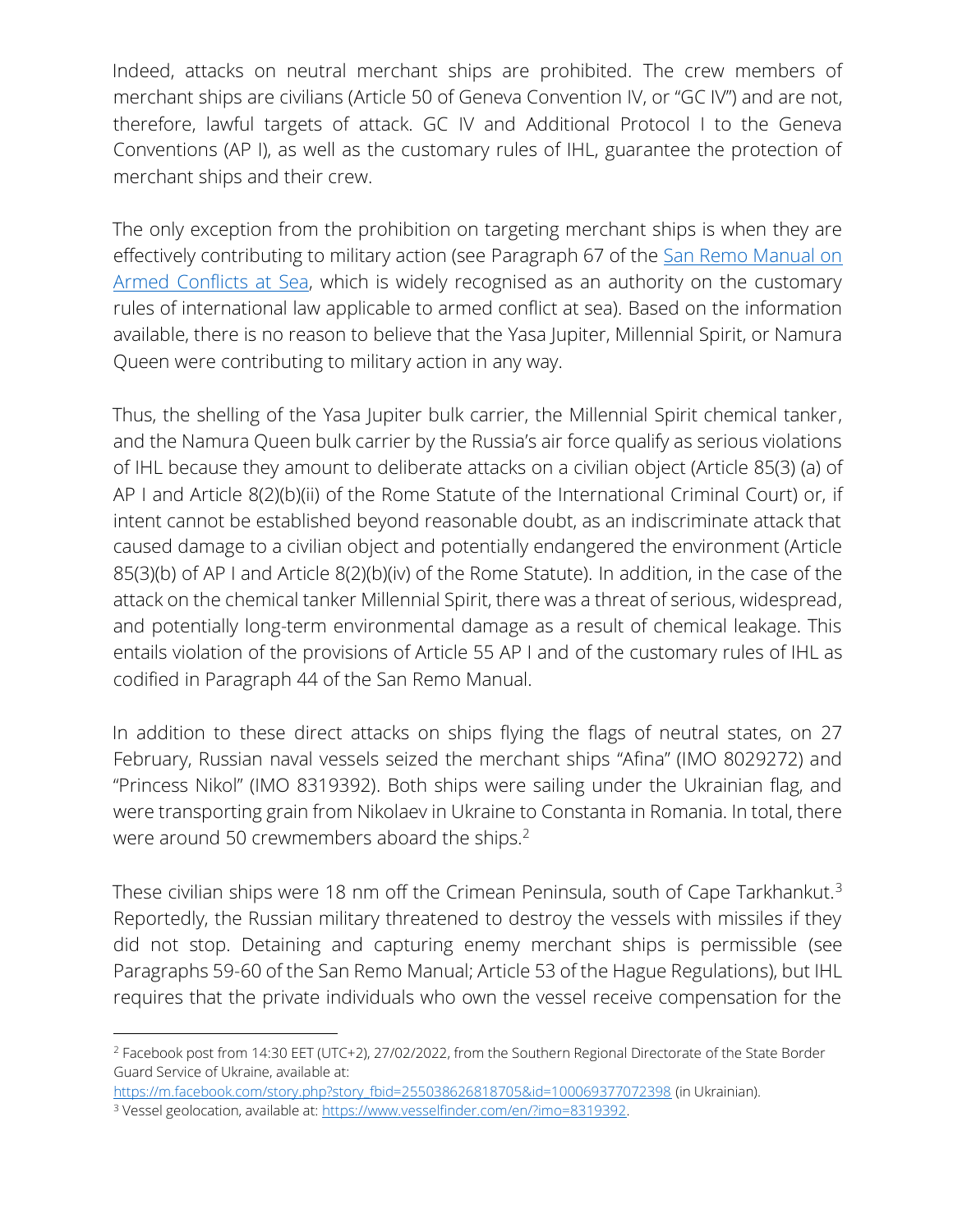Indeed, attacks on neutral merchant ships are prohibited. The crew members of merchant ships are civilians (Article 50 of Geneva Convention IV, or "GC IV") and are not, therefore, lawful targets of attack. GC IV and Additional Protocol I to the Geneva Conventions (AP I), as well as the customary rules of IHL, guarantee the protection of merchant ships and their crew.

The only exception from the prohibition on targeting merchant ships is when they are effectively contributing to military action (see Paragraph 67 of the [San Remo Manual on Armed Conflicts at Sea](), which is widely recognised as an authority on the customary rules of international law applicable to armed conflict at sea). Based on the information available, there is no reason to believe that the Yasa Jupiter, Millennial Spirit, or Namura Queen were contributing to military action in any way.

Thus, the shelling of the Yasa Jupiter bulk carrier, the Millennial Spirit chemical tanker, and the Namura Queen bulk carrier by the Russia's air force qualify as serious violations of IHL because they amount to deliberate attacks on a civilian object (Article 85(3) (a) of AP I and Article 8(2)(b)(ii) of the Rome Statute of the International Criminal Court) or, if intent cannot be established beyond reasonable doubt, as an indiscriminate attack that caused damage to a civilian object and potentially endangered the environment (Article 85(3)(b) of AP I and Article 8(2)(b)(iv) of the Rome Statute). In addition, in the case of the attack on the chemical tanker Millennial Spirit, there was a threat of serious, widespread, and potentially long-term environmental damage as a result of chemical leakage. This entails violation of the provisions of Article 55 AP I and of the customary rules of IHL as codified in Paragraph 44 of the San Remo Manual.

In addition to these direct attacks on ships flying the flags of neutral states, on 27 February, Russian naval vessels seized the merchant ships "Afina" (IMO 8029272) and "Princess Nikol" (IMO 8319392). Both ships were sailing under the Ukrainian flag, and were transporting grain from Nikolaev in Ukraine to Constanta in Romania. In total, there were around 50 crewmembers aboard the ships.[2]

These civilian ships were 18 nm off the Crimean Peninsula, south of Cape Tarkhankut.[3] Reportedly, the Russian military threatened to destroy the vessels with missiles if they did not stop. Detaining and capturing enemy merchant ships is permissible (see Paragraphs 59-60 of the San Remo Manual; Article 53 of the Hague Regulations), but IHL requires that the private individuals who own the vessel receive compensation for the

---

[2] Facebook post from 14:30 EET (UTC+2), 27/02/2022, from the Southern Regional Directorate of the State Border Guard Service of Ukraine, available at: https://m.facebook.com/story.php?story_fbid=255038626818705&id=100069377072398 (in Ukrainian).

[3] Vessel geolocation, available at: https://www.vesselfinder.com/en/?imo=8319392.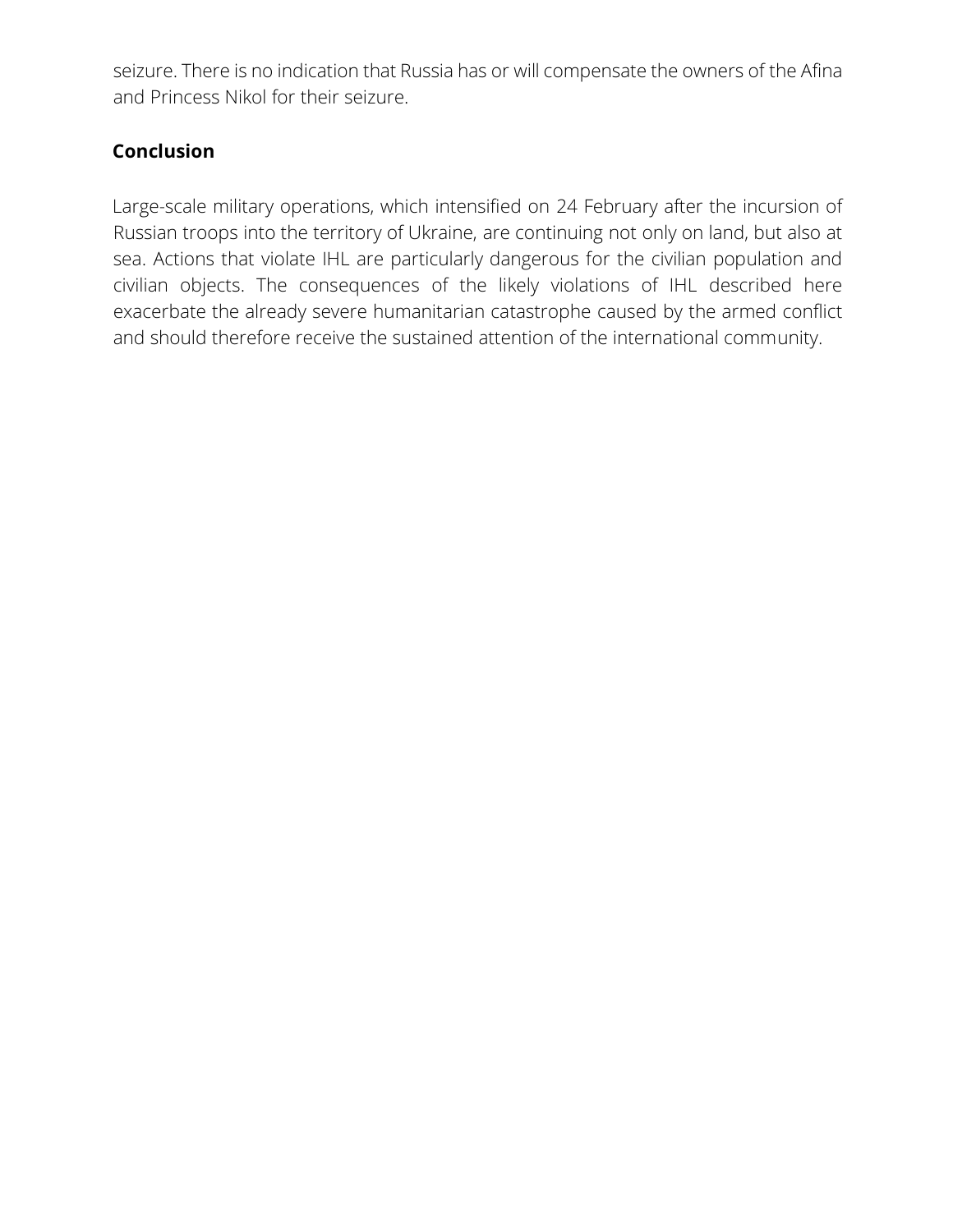seizure. There is no indication that Russia has or will compensate the owners of the Afina and Princess Nikol for their seizure.

## Conclusion

Large-scale military operations, which intensified on 24 February after the incursion of Russian troops into the territory of Ukraine, are continuing not only on land, but also at sea. Actions that violate IHL are particularly dangerous for the civilian population and civilian objects. The consequences of the likely violations of IHL described here exacerbate the already severe humanitarian catastrophe caused by the armed conflict and should therefore receive the sustained attention of the international community.